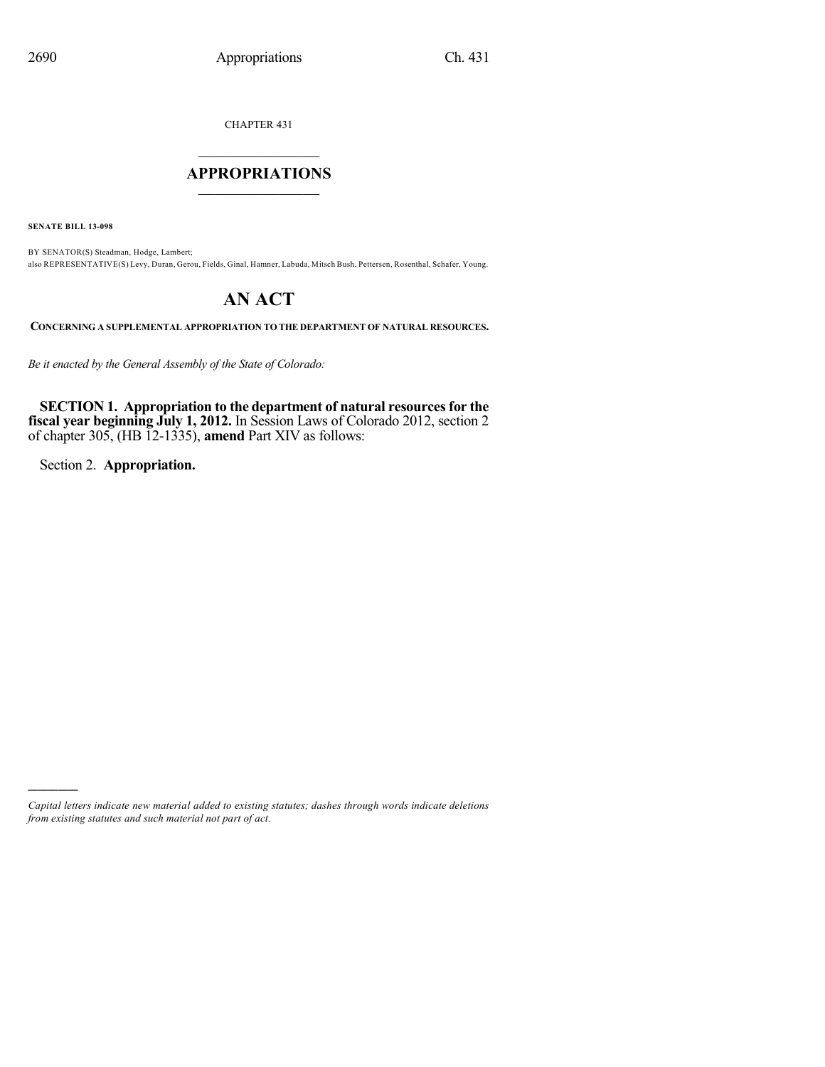CHAPTER 431

# APPROPRIATIONS

**SENATE BILL 13-098**

BY SENATOR(S) Steadman, Hodge, Lambert;
also REPRESENTATIVE(S) Levy, Duran, Gerou, Fields, Ginal, Hamner, Labuda, Mitsch Bush, Pettersen, Rosenthal, Schafer, Young.

# AN ACT

**CONCERNING A SUPPLEMENTAL APPROPRIATION TO THE DEPARTMENT OF NATURAL RESOURCES.**

*Be it enacted by the General Assembly of the State of Colorado:*

**SECTION 1. Appropriation to the department of natural resources for the fiscal year beginning July 1, 2012.** In Session Laws of Colorado 2012, section 2 of chapter 305, (HB 12-1335), **amend** Part XIV as follows:

Section 2. **Appropriation.**

---

*Capital letters indicate new material added to existing statutes; dashes through words indicate deletions from existing statutes and such material not part of act.*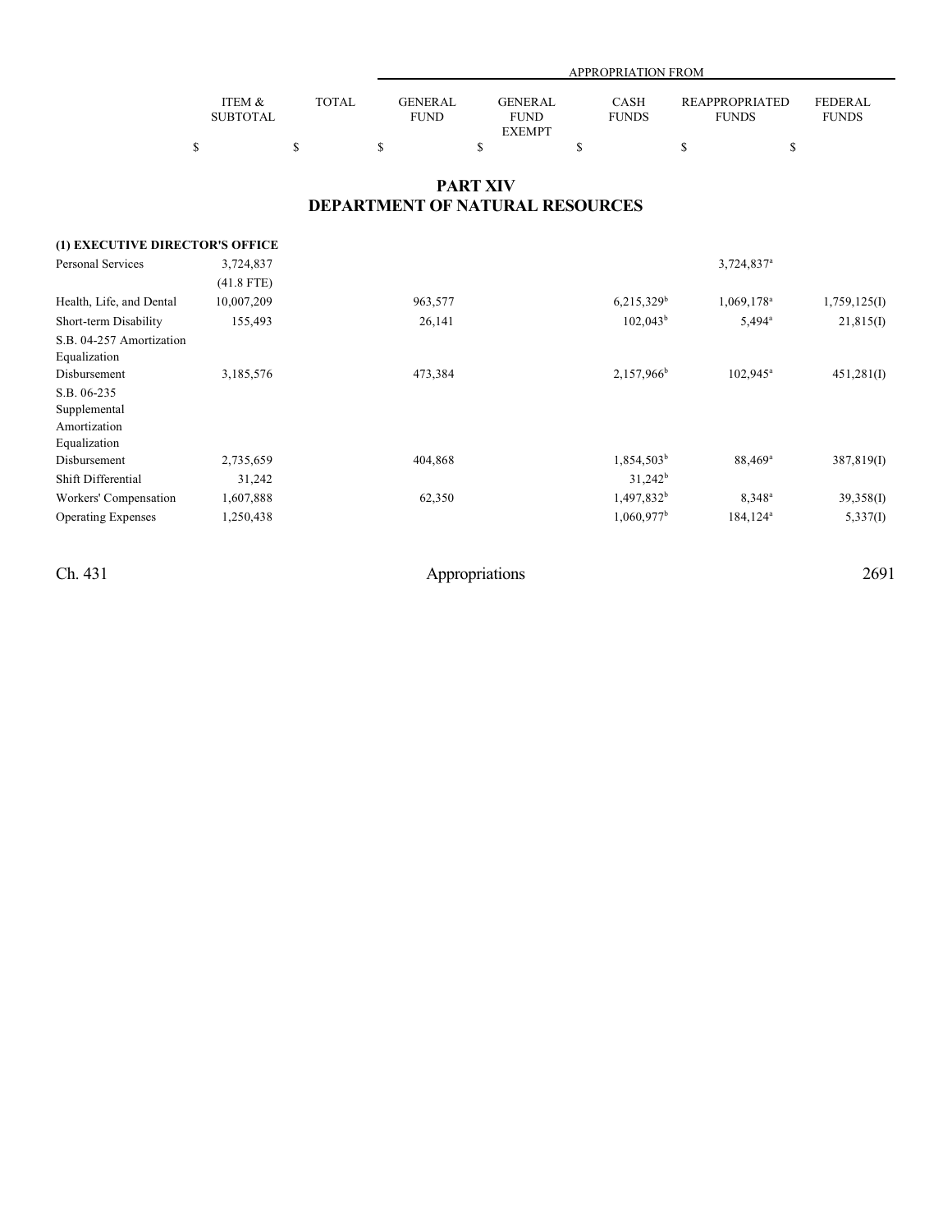## PART XIV
## DEPARTMENT OF NATURAL RESOURCES

| | ITEM & SUBTOTAL | TOTAL | APPROPRIATION FROM GENERAL FUND | GENERAL FUND EXEMPT | CASH FUNDS | REAPPROPRIATED FUNDS | FEDERAL FUNDS |
|---|---|---|---|---|---|---|---|
| | $ | $ | $ | $ | $ | $ | $ |
| **(1) EXECUTIVE DIRECTOR'S OFFICE** | | | | | | | |
| Personal Services | 3,724,837 | | | | | 3,724,837[a] | |
| | (41.8 FTE) | | | | | | |
| Health, Life, and Dental | 10,007,209 | | 963,577 | | 6,215,329[b] | 1,069,178[a] | 1,759,125(I) |
| Short-term Disability | 155,493 | | 26,141 | | 102,043[b] | 5,494[a] | 21,815(I) |
| S.B. 04-257 Amortization Equalization Disbursement | 3,185,576 | | 473,384 | | 2,157,966[b] | 102,945[a] | 451,281(I) |
| S.B. 06-235 Supplemental Amortization Equalization Disbursement | 2,735,659 | | 404,868 | | 1,854,503[b] | 88,469[a] | 387,819(I) |
| Shift Differential | 31,242 | | | | 31,242[b] | | |
| Workers' Compensation | 1,607,888 | | 62,350 | | 1,497,832[b] | 8,348[a] | 39,358(I) |
| Operating Expenses | 1,250,438 | | | | 1,060,977[b] | 184,124[a] | 5,337(I) |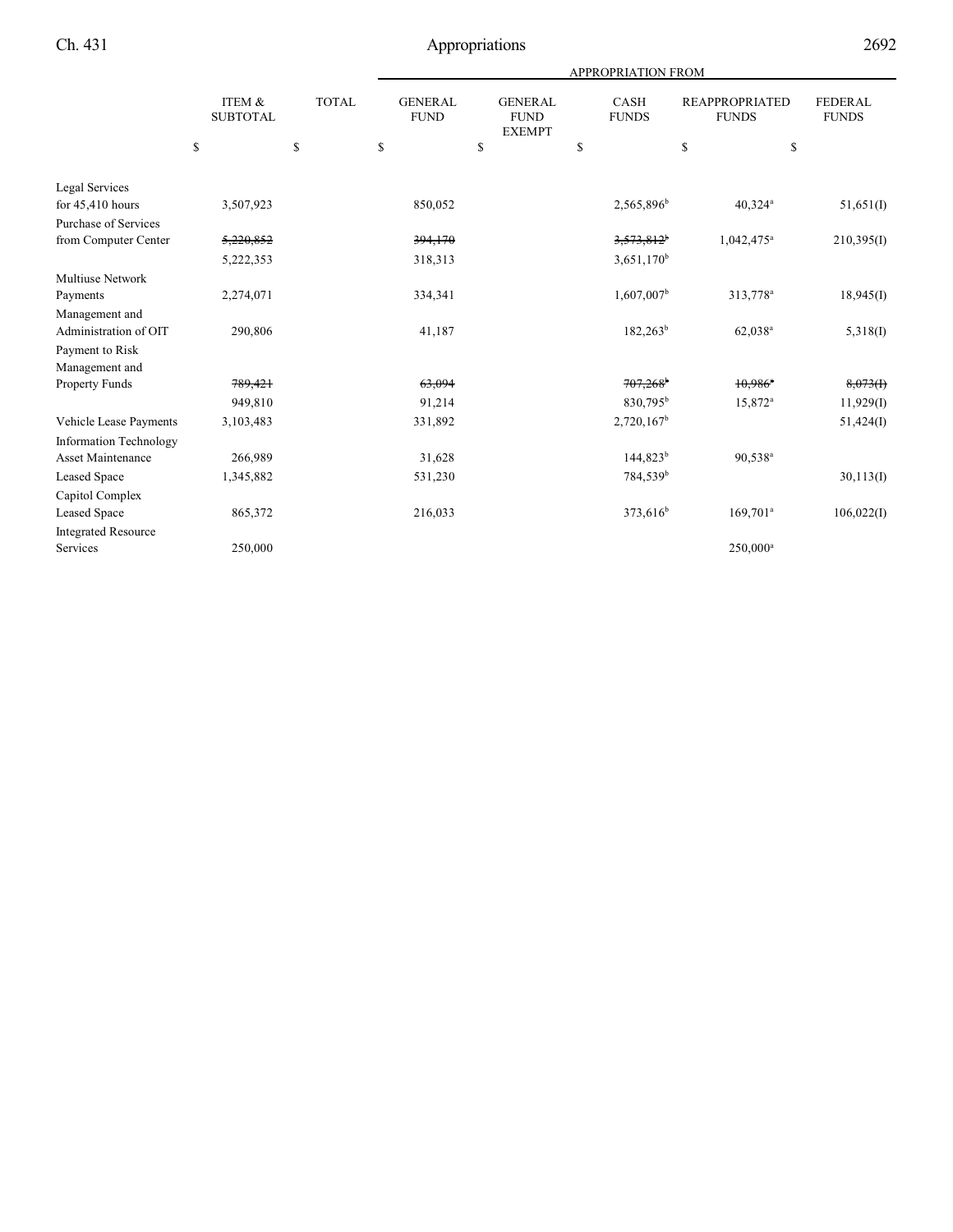| | ITEM & SUBTOTAL | TOTAL | APPROPRIATION FROM GENERAL FUND | GENERAL FUND EXEMPT | CASH FUNDS | REAPPROPRIATED FUNDS | FEDERAL FUNDS |
|---|---|---|---|---|---|---|---|
| | $ | $ | $ | $ | $ | $ | $ |
| Legal Services for 45,410 hours | 3,507,923 | | 850,052 | | 2,565,896[b] | 40,324[a] | 51,651(I) |
| Purchase of Services from Computer Center | ~~5,220,852~~ | | ~~394,170~~ | | ~~3,573,812~~[b] | 1,042,475[a] | 210,395(I) |
| | 5,222,353 | | 318,313 | | 3,651,170[b] | | |
| Multiuse Network Payments | 2,274,071 | | 334,341 | | 1,607,007[b] | 313,778[a] | 18,945(I) |
| Management and Administration of OIT | 290,806 | | 41,187 | | 182,263[b] | 62,038[a] | 5,318(I) |
| Payment to Risk Management and Property Funds | ~~789,421~~ | | ~~63,094~~ | | ~~707,268~~[b] | ~~10,986~~[a] | ~~8,073(I)~~ |
| | 949,810 | | 91,214 | | 830,795[b] | 15,872[a] | 11,929(I) |
| Vehicle Lease Payments | 3,103,483 | | 331,892 | | 2,720,167[b] | | 51,424(I) |
| Information Technology Asset Maintenance | 266,989 | | 31,628 | | 144,823[b] | 90,538[a] | |
| Leased Space | 1,345,882 | | 531,230 | | 784,539[b] | | 30,113(I) |
| Capitol Complex Leased Space | 865,372 | | 216,033 | | 373,616[b] | 169,701[a] | 106,022(I) |
| Integrated Resource Services | 250,000 | | | | | 250,000[a] | |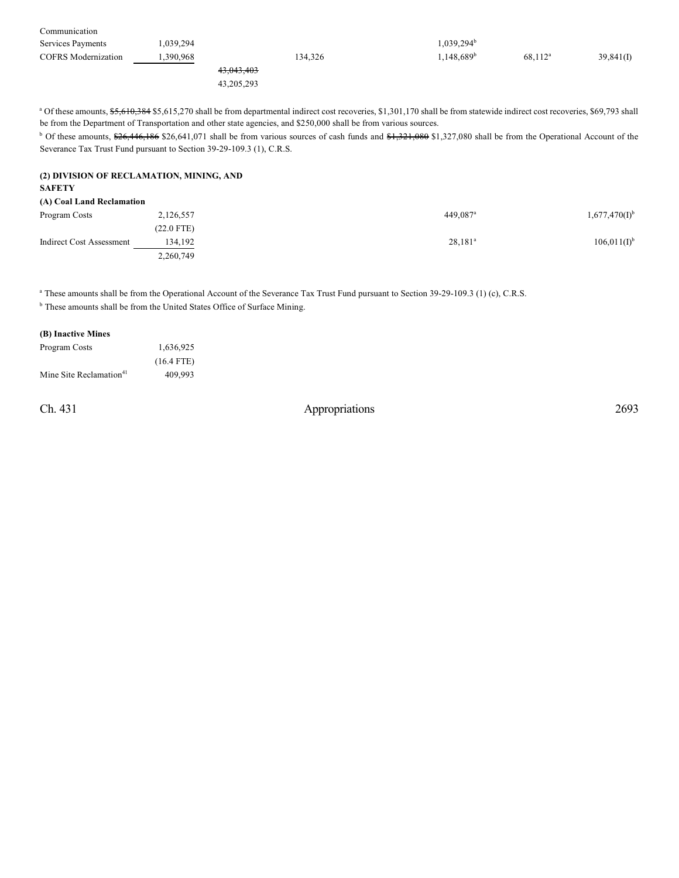| | | | | | | |
|---|---|---|---|---|---|---|
| Communication Services Payments | 1,039,294 | | | 1,039,294[b] | | |
| COFRS Modernization | 1,390,968 | | 134,326 | 1,148,689[b] | 68,112[a] | 39,841(I) |
| | | ~~43,043,403~~ 43,205,293 | | | | |

[a] Of these amounts, ~~$5,610,384~~ $5,615,270 shall be from departmental indirect cost recoveries, $1,301,170 shall be from statewide indirect cost recoveries, $69,793 shall be from the Department of Transportation and other state agencies, and $250,000 shall be from various sources.

[b] Of these amounts, ~~$26,446,186~~ $26,641,071 shall be from various sources of cash funds and ~~$1,321,080~~ $1,327,080 shall be from the Operational Account of the Severance Tax Trust Fund pursuant to Section 39-29-109.3 (1), C.R.S.

**(2) DIVISION OF RECLAMATION, MINING, AND SAFETY**

**(A) Coal Land Reclamation**

| | | | |
|---|---|---|---|
| Program Costs | 2,126,557 (22.0 FTE) | 449,087[a] | 1,677,470(I)[b] |
| Indirect Cost Assessment | 134,192 | 28,181[a] | 106,011(I)[b] |
| | 2,260,749 | | |

[a] These amounts shall be from the Operational Account of the Severance Tax Trust Fund pursuant to Section 39-29-109.3 (1) (c), C.R.S.

[b] These amounts shall be from the United States Office of Surface Mining.

**(B) Inactive Mines**

| | |
|---|---|
| Program Costs | 1,636,925 (16.4 FTE) |
| Mine Site Reclamation[41] | 409,993 |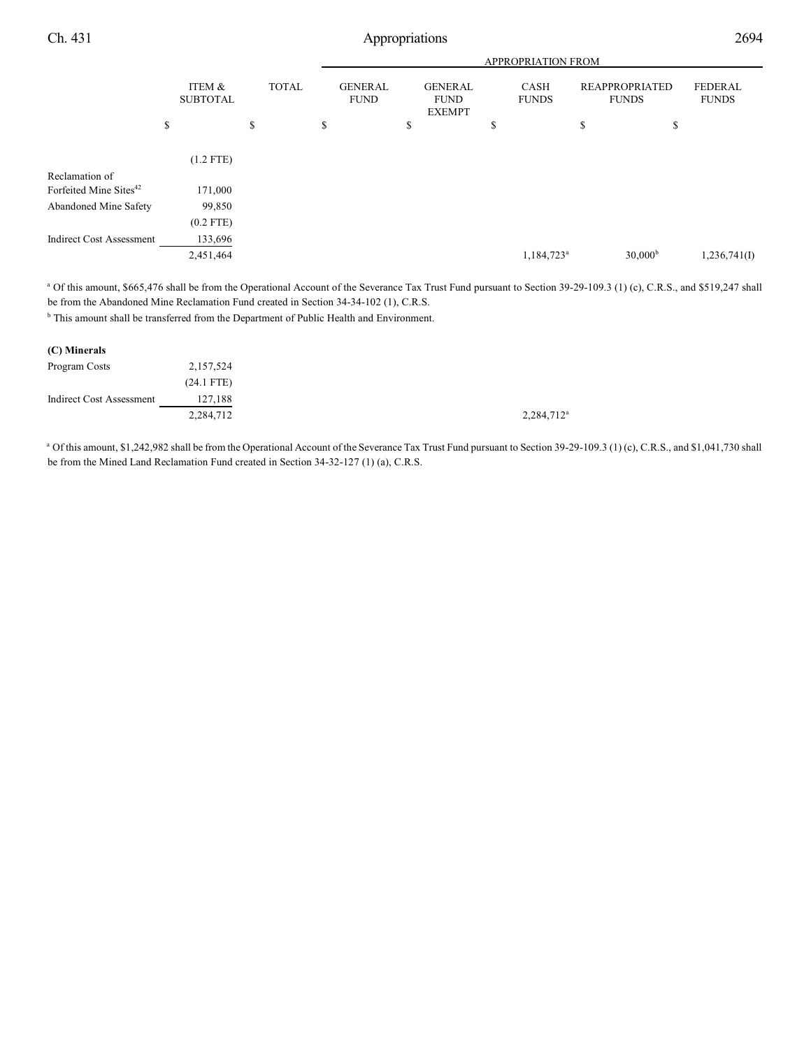| | ITEM & SUBTOTAL | TOTAL | APPROPRIATION FROM GENERAL FUND | GENERAL FUND EXEMPT | CASH FUNDS | REAPPROPRIATED FUNDS | FEDERAL FUNDS |
|---|---|---|---|---|---|---|---|
| | $ | $ | $ | $ | $ | $ | $ |
| | (1.2 FTE) | | | | | | |
| Reclamation of Forfeited Mine Sites[42] | 171,000 | | | | | | |
| Abandoned Mine Safety | 99,850 | | | | | | |
| | (0.2 FTE) | | | | | | |
| Indirect Cost Assessment | 133,696 | | | | | | |
| | 2,451,464 | | | | 1,184,723[a] | 30,000[b] | 1,236,741(I) |

[a] Of this amount, $665,476 shall be from the Operational Account of the Severance Tax Trust Fund pursuant to Section 39-29-109.3 (1) (c), C.R.S., and $519,247 shall be from the Abandoned Mine Reclamation Fund created in Section 34-34-102 (1), C.R.S.

[b] This amount shall be transferred from the Department of Public Health and Environment.

| **(C) Minerals** | | | | | | | |
|---|---|---|---|---|---|---|---|
| Program Costs | 2,157,524 | | | | | | |
| | (24.1 FTE) | | | | | | |
| Indirect Cost Assessment | 127,188 | | | | | | |
| | 2,284,712 | | | | 2,284,712[a] | | |

[a] Of this amount, $1,242,982 shall be from the Operational Account of the Severance Tax Trust Fund pursuant to Section 39-29-109.3 (1) (c), C.R.S., and $1,041,730 shall be from the Mined Land Reclamation Fund created in Section 34-32-127 (1) (a), C.R.S.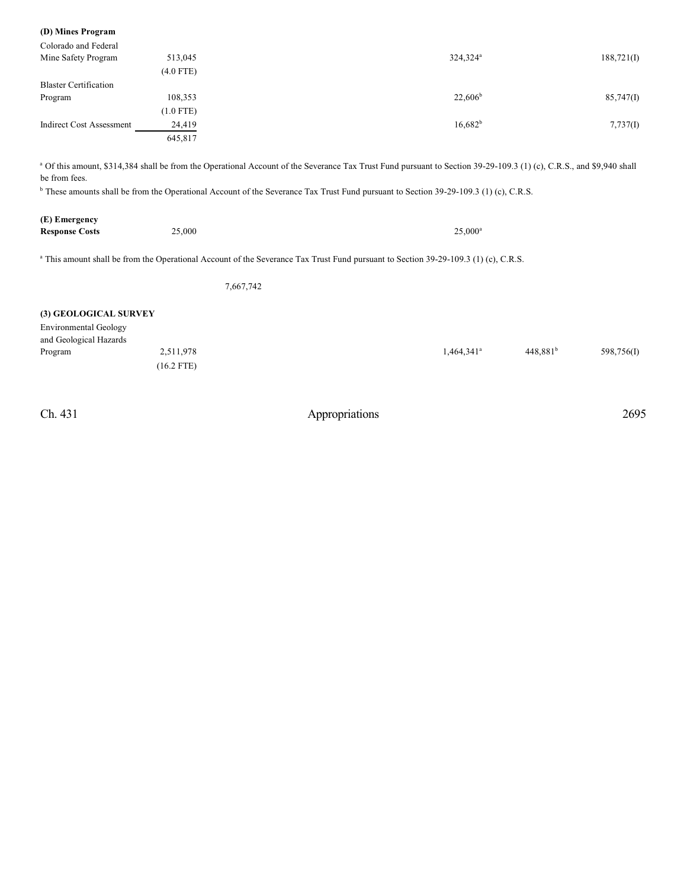**(D) Mines Program**

| | | | | | |
|---|---|---|---|---|---|
| Colorado and Federal Mine Safety Program | 513,045 (4.0 FTE) | | 324,324[a] | | 188,721(I) |
| Blaster Certification Program | 108,353 (1.0 FTE) | | 22,606[b] | | 85,747(I) |
| Indirect Cost Assessment | 24,419 | | 16,682[b] | | 7,737(I) |
| | 645,817 | | | | |

[a] Of this amount, $314,384 shall be from the Operational Account of the Severance Tax Trust Fund pursuant to Section 39-29-109.3 (1) (c), C.R.S., and $9,940 shall be from fees.

[b] These amounts shall be from the Operational Account of the Severance Tax Trust Fund pursuant to Section 39-29-109.3 (1) (c), C.R.S.

| | | | | | |
|---|---|---|---|---|---|
| **(E) Emergency Response Costs** | 25,000 | | 25,000[a] | | |

[a] This amount shall be from the Operational Account of the Severance Tax Trust Fund pursuant to Section 39-29-109.3 (1) (c), C.R.S.

| | | | | | |
|---|---|---|---|---|---|
| | | 7,667,742 | | | |

**(3) GEOLOGICAL SURVEY**

| | | | | | |
|---|---|---|---|---|---|
| Environmental Geology and Geological Hazards Program | 2,511,978 (16.2 FTE) | | 1,464,341[a] | 448,881[b] | 598,756(I) |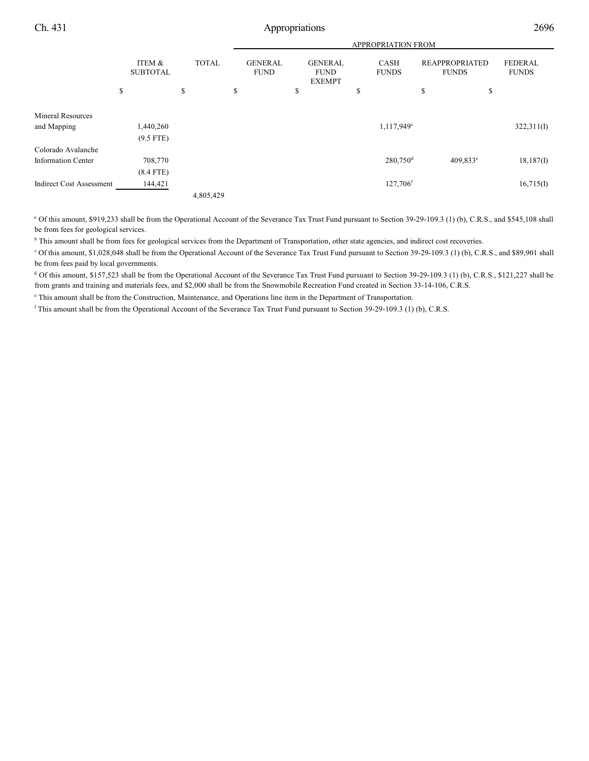| | ITEM & SUBTOTAL | TOTAL | APPROPRIATION FROM | | | | |
|---|---|---|---|---|---|---|---|
| | | | GENERAL FUND | GENERAL FUND EXEMPT | CASH FUNDS | REAPPROPRIATED FUNDS | FEDERAL FUNDS |
| | $ | $ | $ | $ | $ | $ | $ |
| Mineral Resources and Mapping | 1,440,260 (9.5 FTE) | | | | 1,117,949[c] | | 322,311(I) |
| Colorado Avalanche Information Center | 708,770 (8.4 FTE) | | | | 280,750[d] | 409,833[e] | 18,187(I) |
| Indirect Cost Assessment | 144,421 | | | | 127,706[f] | | 16,715(I) |
| | | 4,805,429 | | | | | |

[a] Of this amount, $919,233 shall be from the Operational Account of the Severance Tax Trust Fund pursuant to Section 39-29-109.3 (1) (b), C.R.S., and $545,108 shall be from fees for geological services.

[b] This amount shall be from fees for geological services from the Department of Transportation, other state agencies, and indirect cost recoveries.

[c] Of this amount, $1,028,048 shall be from the Operational Account of the Severance Tax Trust Fund pursuant to Section 39-29-109.3 (1) (b), C.R.S., and $89,901 shall be from fees paid by local governments.

[d] Of this amount, $157,523 shall be from the Operational Account of the Severance Tax Trust Fund pursuant to Section 39-29-109.3 (1) (b), C.R.S., $121,227 shall be from grants and training and materials fees, and $2,000 shall be from the Snowmobile Recreation Fund created in Section 33-14-106, C.R.S.

[e] This amount shall be from the Construction, Maintenance, and Operations line item in the Department of Transportation.

[f] This amount shall be from the Operational Account of the Severance Tax Trust Fund pursuant to Section 39-29-109.3 (1) (b), C.R.S.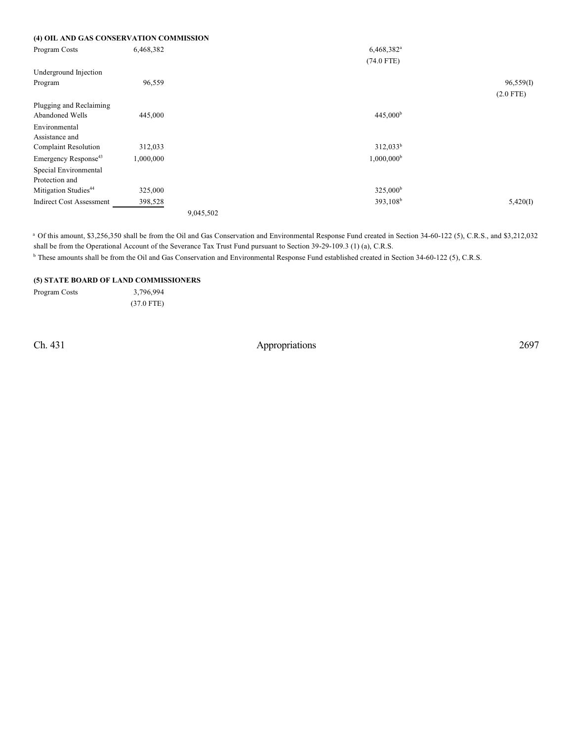### (4) OIL AND GAS CONSERVATION COMMISSION

| | | | | | |
|---|---|---|---|---|---|
| Program Costs | 6,468,382 | | | 6,468,382[a] | |
| | | | | (74.0 FTE) | |
| Underground Injection Program | 96,559 | | | | 96,559(I) |
| | | | | | (2.0 FTE) |
| Plugging and Reclaiming Abandoned Wells | 445,000 | | | 445,000[b] | |
| Environmental Assistance and Complaint Resolution | 312,033 | | | 312,033[b] | |
| Emergency Response[43] | 1,000,000 | | | 1,000,000[b] | |
| Special Environmental Protection and Mitigation Studies[44] | 325,000 | | | 325,000[b] | |
| Indirect Cost Assessment | 398,528 | | | 393,108[b] | 5,420(I) |
| | | 9,045,502 | | | |

[a] Of this amount, $3,256,350 shall be from the Oil and Gas Conservation and Environmental Response Fund created in Section 34-60-122 (5), C.R.S., and $3,212,032 shall be from the Operational Account of the Severance Tax Trust Fund pursuant to Section 39-29-109.3 (1) (a), C.R.S.

[b] These amounts shall be from the Oil and Gas Conservation and Environmental Response Fund established created in Section 34-60-122 (5), C.R.S.

### (5) STATE BOARD OF LAND COMMISSIONERS

| | |
|---|---|
| Program Costs | 3,796,994 |
| | (37.0 FTE) |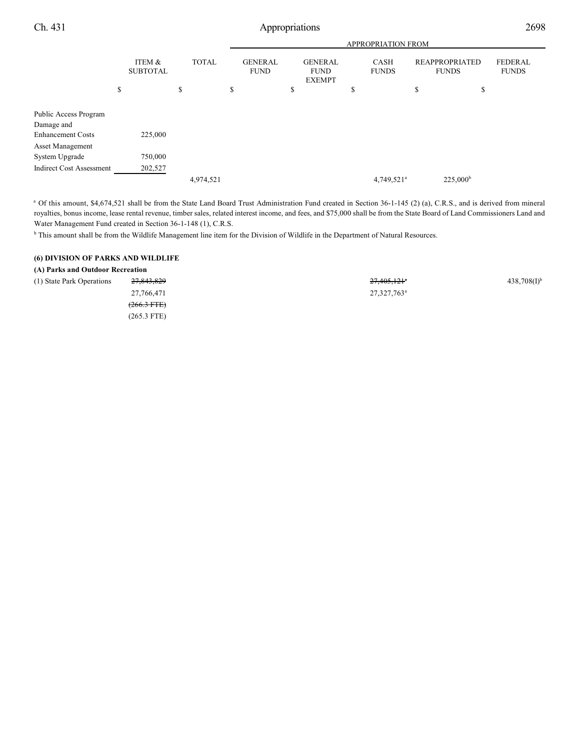| | ITEM & SUBTOTAL | TOTAL | APPROPRIATION FROM GENERAL FUND | GENERAL FUND EXEMPT | CASH FUNDS | REAPPROPRIATED FUNDS | FEDERAL FUNDS |
|---|---|---|---|---|---|---|---|
| | $ | $ | $ | $ | $ | $ | $ |
| Public Access Program Damage and Enhancement Costs | 225,000 | | | | | | |
| Asset Management System Upgrade | 750,000 | | | | | | |
| Indirect Cost Assessment | 202,527 | | | | | | |
| | | 4,974,521 | | | 4,749,521[a] | 225,000[b] | |

[a] Of this amount, $4,674,521 shall be from the State Land Board Trust Administration Fund created in Section 36-1-145 (2) (a), C.R.S., and is derived from mineral royalties, bonus income, lease rental revenue, timber sales, related interest income, and fees, and $75,000 shall be from the State Board of Land Commissioners Land and Water Management Fund created in Section 36-1-148 (1), C.R.S.

[b] This amount shall be from the Wildlife Management line item for the Division of Wildlife in the Department of Natural Resources.

**(6) DIVISION OF PARKS AND WILDLIFE**

**(A) Parks and Outdoor Recreation**

| | ITEM & SUBTOTAL | TOTAL | GENERAL FUND | GENERAL FUND EXEMPT | CASH FUNDS | REAPPROPRIATED FUNDS | FEDERAL FUNDS |
|---|---|---|---|---|---|---|---|
| (1) State Park Operations | ~~27,843,829~~ | | | | ~~27,405,121~~[a] | | 438,708(I)[b] |
| | 27,766,471 | | | | 27,327,763[a] | | |
| | ~~(266.3 FTE)~~ | | | | | | |
| | (265.3 FTE) | | | | | | |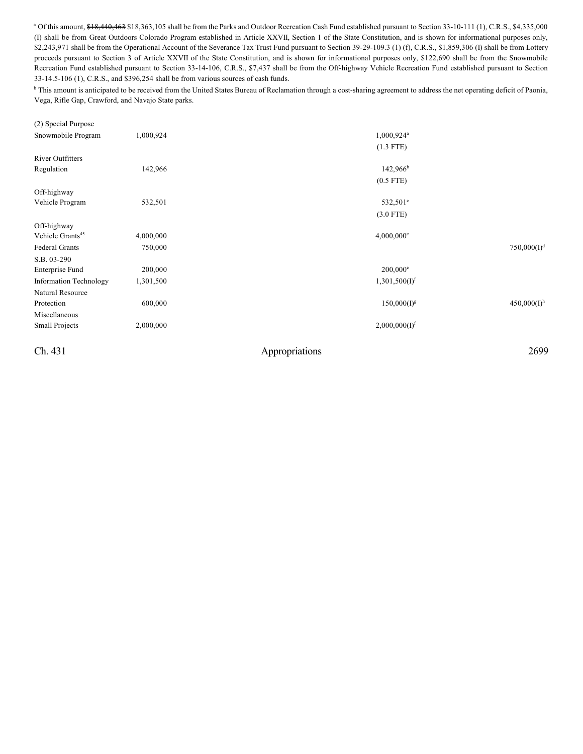[a] Of this amount, ~~$18,440,463~~ $18,363,105 shall be from the Parks and Outdoor Recreation Cash Fund established pursuant to Section 33-10-111 (1), C.R.S., $4,335,000 (I) shall be from Great Outdoors Colorado Program established in Article XXVII, Section 1 of the State Constitution, and is shown for informational purposes only, $2,243,971 shall be from the Operational Account of the Severance Tax Trust Fund pursuant to Section 39-29-109.3 (1) (f), C.R.S., $1,859,306 (I) shall be from Lottery proceeds pursuant to Section 3 of Article XXVII of the State Constitution, and is shown for informational purposes only, $122,690 shall be from the Snowmobile Recreation Fund established pursuant to Section 33-14-106, C.R.S., $7,437 shall be from the Off-highway Vehicle Recreation Fund established pursuant to Section 33-14.5-106 (1), C.R.S., and $396,254 shall be from various sources of cash funds.

[b] This amount is anticipated to be received from the United States Bureau of Reclamation through a cost-sharing agreement to address the net operating deficit of Paonia, Vega, Rifle Gap, Crawford, and Navajo State parks.

| | | | | | |
|---|---|---|---|---|---|
| (2) Special Purpose | | | | | |
| Snowmobile Program | 1,000,924 | | | 1,000,924[a] (1.3 FTE) | |
| River Outfitters Regulation | 142,966 | | | 142,966[b] (0.5 FTE) | |
| Off-highway Vehicle Program | 532,501 | | | 532,501[c] (3.0 FTE) | |
| Off-highway Vehicle Grants[45] | 4,000,000 | | | 4,000,000[c] | |
| Federal Grants | 750,000 | | | | 750,000(I)[d] |
| S.B. 03-290 Enterprise Fund | 200,000 | | | 200,000[e] | |
| Information Technology | 1,301,500 | | | 1,301,500(I)[f] | |
| Natural Resource Protection | 600,000 | | | 150,000(I)[g] | 450,000(I)[h] |
| Miscellaneous Small Projects | 2,000,000 | | | 2,000,000(I)[f] | |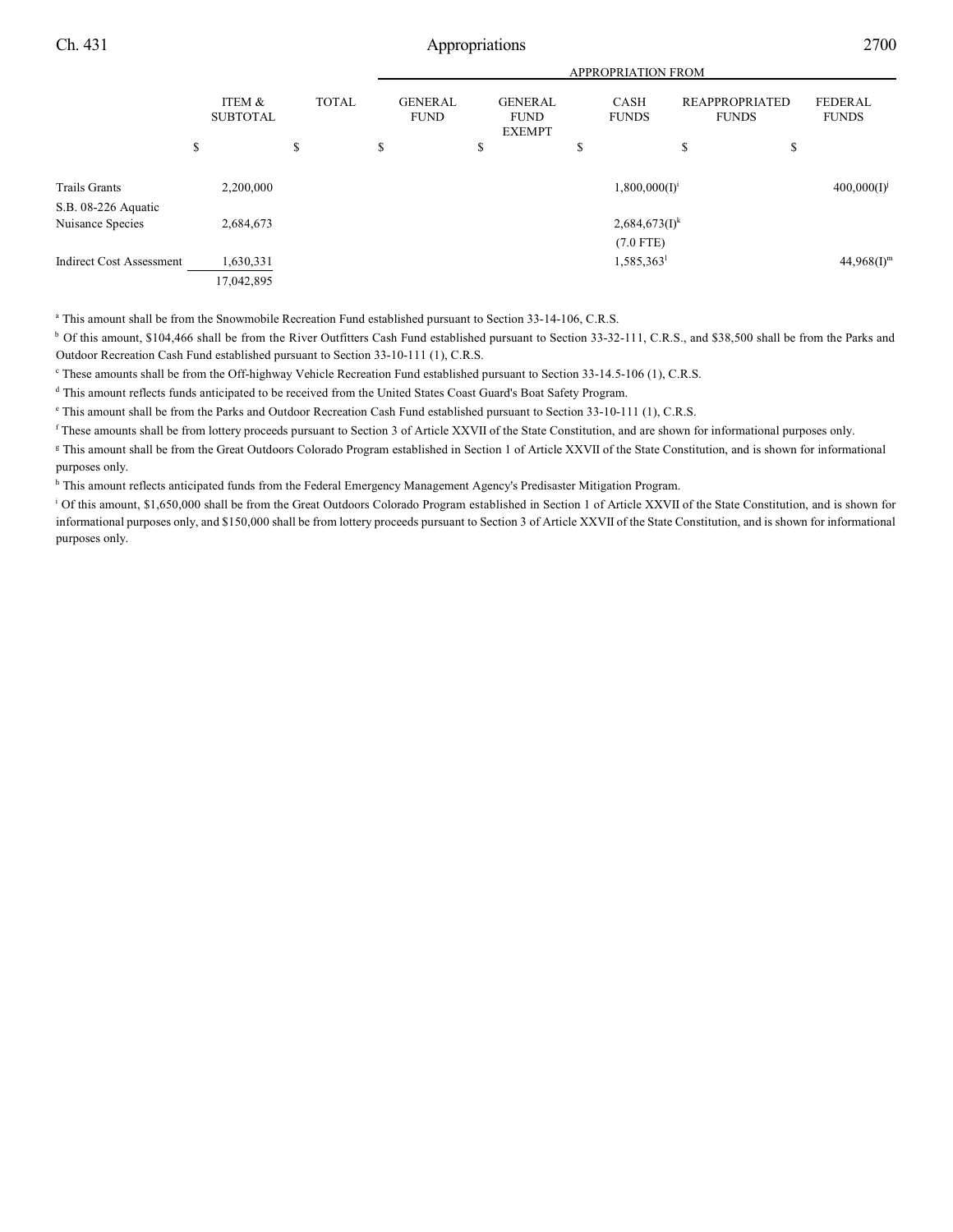| | ITEM & SUBTOTAL | TOTAL | APPROPRIATION FROM | | | | |
|---|---|---|---|---|---|---|---|
| | | | GENERAL FUND | GENERAL FUND EXEMPT | CASH FUNDS | REAPPROPRIATED FUNDS | FEDERAL FUNDS |
| | $ | $ | $ | $ | $ | $ | $ |
| Trails Grants | 2,200,000 | | | | 1,800,000(I)[i] | | 400,000(I)[j] |
| S.B. 08-226 Aquatic Nuisance Species | 2,684,673 | | | | 2,684,673(I)[k] | | |
| | | | | | (7.0 FTE) | | |
| Indirect Cost Assessment | 1,630,331 | | | | 1,585,363[l] | | 44,968(I)[m] |
| | 17,042,895 | | | | | | |

[a] This amount shall be from the Snowmobile Recreation Fund established pursuant to Section 33-14-106, C.R.S.

[b] Of this amount, $104,466 shall be from the River Outfitters Cash Fund established pursuant to Section 33-32-111, C.R.S., and $38,500 shall be from the Parks and Outdoor Recreation Cash Fund established pursuant to Section 33-10-111 (1), C.R.S.

[c] These amounts shall be from the Off-highway Vehicle Recreation Fund established pursuant to Section 33-14.5-106 (1), C.R.S.

[d] This amount reflects funds anticipated to be received from the United States Coast Guard's Boat Safety Program.

[e] This amount shall be from the Parks and Outdoor Recreation Cash Fund established pursuant to Section 33-10-111 (1), C.R.S.

[f] These amounts shall be from lottery proceeds pursuant to Section 3 of Article XXVII of the State Constitution, and are shown for informational purposes only.

[g] This amount shall be from the Great Outdoors Colorado Program established in Section 1 of Article XXVII of the State Constitution, and is shown for informational purposes only.

[h] This amount reflects anticipated funds from the Federal Emergency Management Agency's Predisaster Mitigation Program.

[i] Of this amount, $1,650,000 shall be from the Great Outdoors Colorado Program established in Section 1 of Article XXVII of the State Constitution, and is shown for informational purposes only, and $150,000 shall be from lottery proceeds pursuant to Section 3 of Article XXVII of the State Constitution, and is shown for informational purposes only.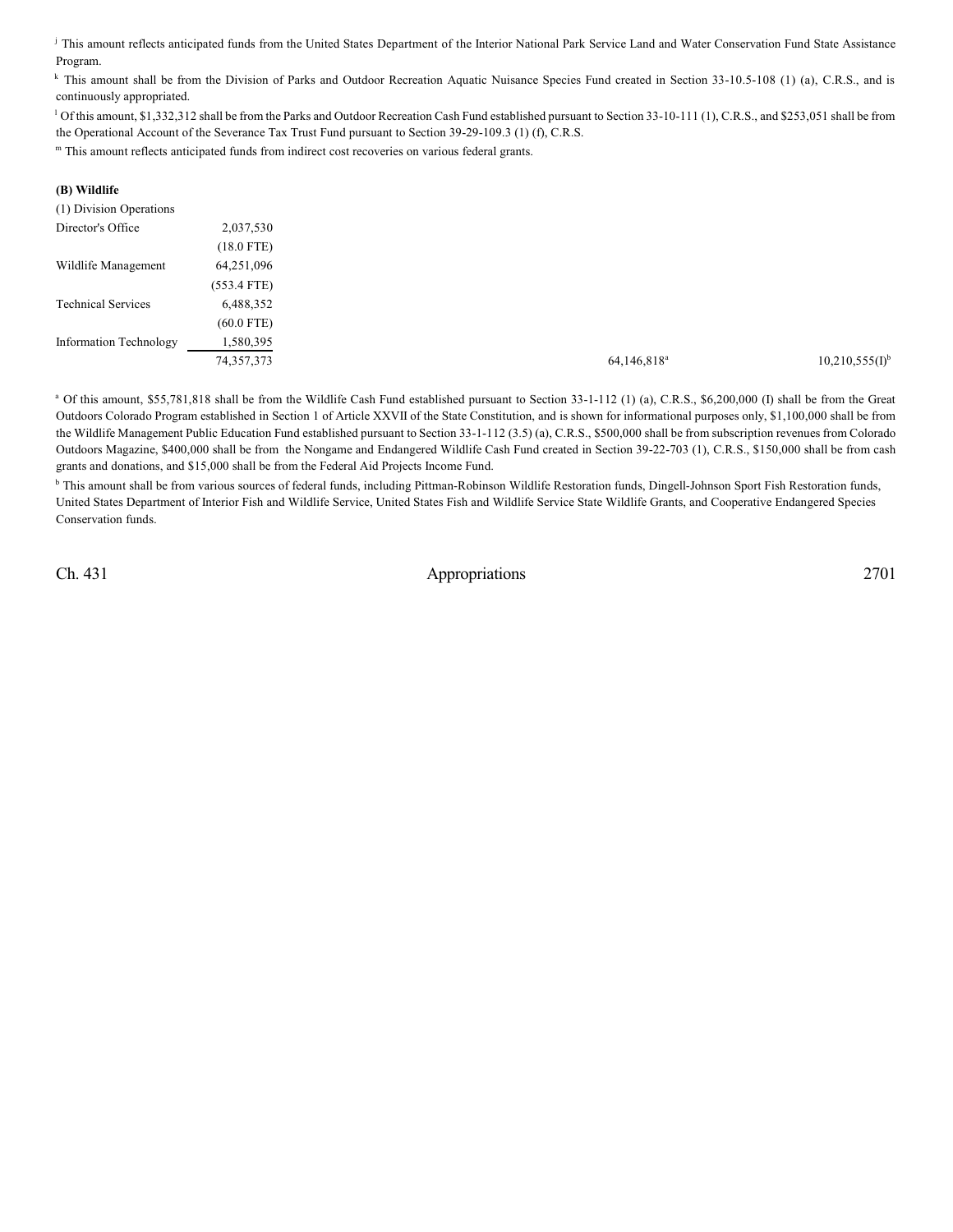[j] This amount reflects anticipated funds from the United States Department of the Interior National Park Service Land and Water Conservation Fund State Assistance Program.

[k] This amount shall be from the Division of Parks and Outdoor Recreation Aquatic Nuisance Species Fund created in Section 33-10.5-108 (1) (a), C.R.S., and is continuously appropriated.

[l] Of this amount, $1,332,312 shall be from the Parks and Outdoor Recreation Cash Fund established pursuant to Section 33-10-111 (1), C.R.S., and $253,051 shall be from the Operational Account of the Severance Tax Trust Fund pursuant to Section 39-29-109.3 (1) (f), C.R.S.

[m] This amount reflects anticipated funds from indirect cost recoveries on various federal grants.

**(B) Wildlife**

| | | | | |
|---|---|---|---|---|
| (1) Division Operations | | | | |
| Director's Office | 2,037,530 | | | |
| | (18.0 FTE) | | | |
| Wildlife Management | 64,251,096 | | | |
| | (553.4 FTE) | | | |
| Technical Services | 6,488,352 | | | |
| | (60.0 FTE) | | | |
| Information Technology | 1,580,395 | | | |
| | 74,357,373 | | 64,146,818[a] | 10,210,555(I)[b] |

[a] Of this amount, $55,781,818 shall be from the Wildlife Cash Fund established pursuant to Section 33-1-112 (1) (a), C.R.S., $6,200,000 (I) shall be from the Great Outdoors Colorado Program established in Section 1 of Article XXVII of the State Constitution, and is shown for informational purposes only, $1,100,000 shall be from the Wildlife Management Public Education Fund established pursuant to Section 33-1-112 (3.5) (a), C.R.S., $500,000 shall be from subscription revenues from Colorado Outdoors Magazine, $400,000 shall be from the Nongame and Endangered Wildlife Cash Fund created in Section 39-22-703 (1), C.R.S., $150,000 shall be from cash grants and donations, and $15,000 shall be from the Federal Aid Projects Income Fund.

[b] This amount shall be from various sources of federal funds, including Pittman-Robinson Wildlife Restoration funds, Dingell-Johnson Sport Fish Restoration funds, United States Department of Interior Fish and Wildlife Service, United States Fish and Wildlife Service State Wildlife Grants, and Cooperative Endangered Species Conservation funds.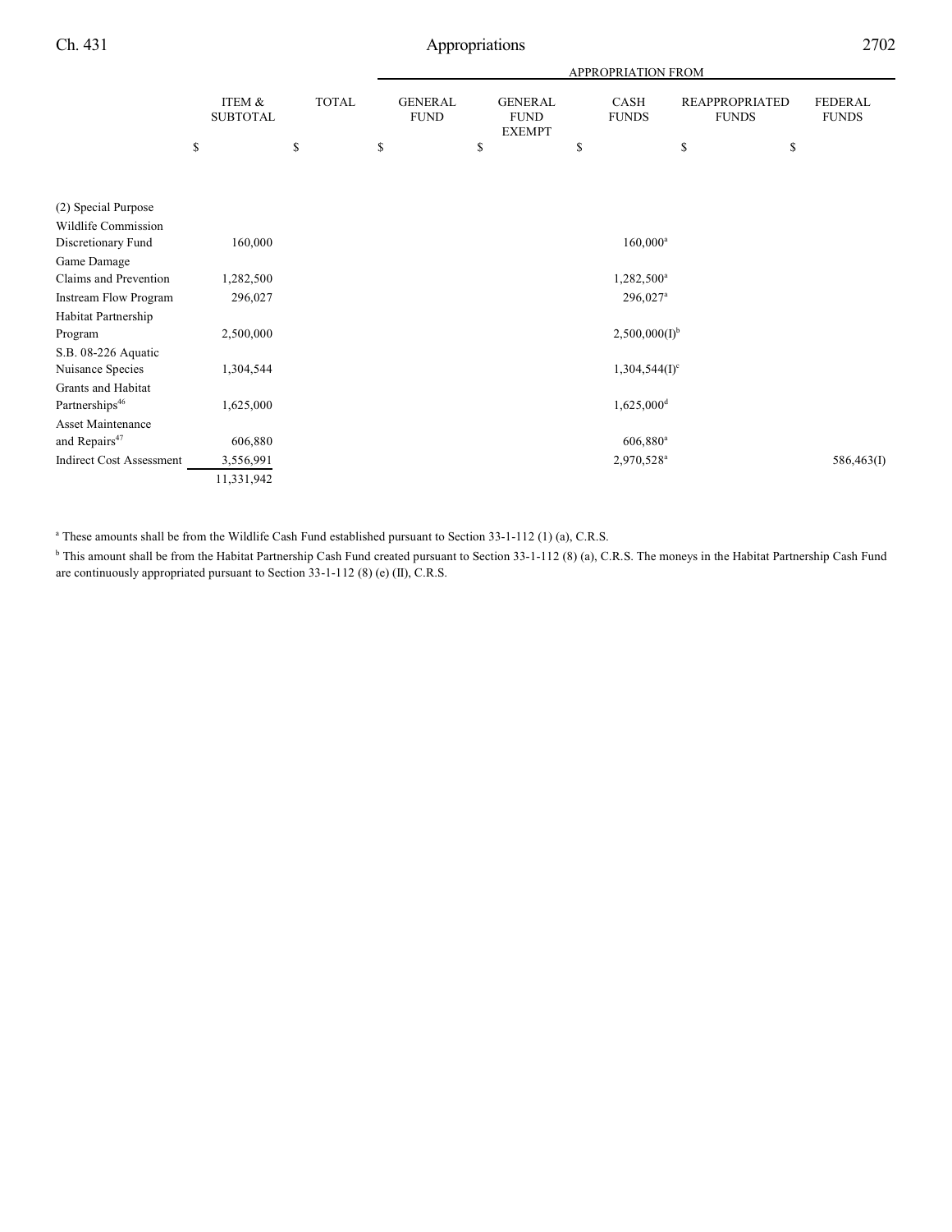| | ITEM & SUBTOTAL | TOTAL | APPROPRIATION FROM | | | | |
|---|---|---|---|---|---|---|---|
| | | | GENERAL FUND | GENERAL FUND EXEMPT | CASH FUNDS | REAPPROPRIATED FUNDS | FEDERAL FUNDS |
| | $ | $ | $ | $ | $ | $ | $ |
| (2) Special Purpose | | | | | | | |
| Wildlife Commission Discretionary Fund | 160,000 | | | | 160,000[a] | | |
| Game Damage Claims and Prevention | 1,282,500 | | | | 1,282,500[a] | | |
| Instream Flow Program | 296,027 | | | | 296,027[a] | | |
| Habitat Partnership Program | 2,500,000 | | | | 2,500,000(I)[b] | | |
| S.B. 08-226 Aquatic Nuisance Species | 1,304,544 | | | | 1,304,544(I)[c] | | |
| Grants and Habitat Partnerships[46] | 1,625,000 | | | | 1,625,000[d] | | |
| Asset Maintenance and Repairs[47] | 606,880 | | | | 606,880[a] | | |
| Indirect Cost Assessment | 3,556,991 | | | | 2,970,528[a] | | 586,463(I) |
| | 11,331,942 | | | | | | |

[a] These amounts shall be from the Wildlife Cash Fund established pursuant to Section 33-1-112 (1) (a), C.R.S.

[b] This amount shall be from the Habitat Partnership Cash Fund created pursuant to Section 33-1-112 (8) (a), C.R.S. The moneys in the Habitat Partnership Cash Fund are continuously appropriated pursuant to Section 33-1-112 (8) (e) (II), C.R.S.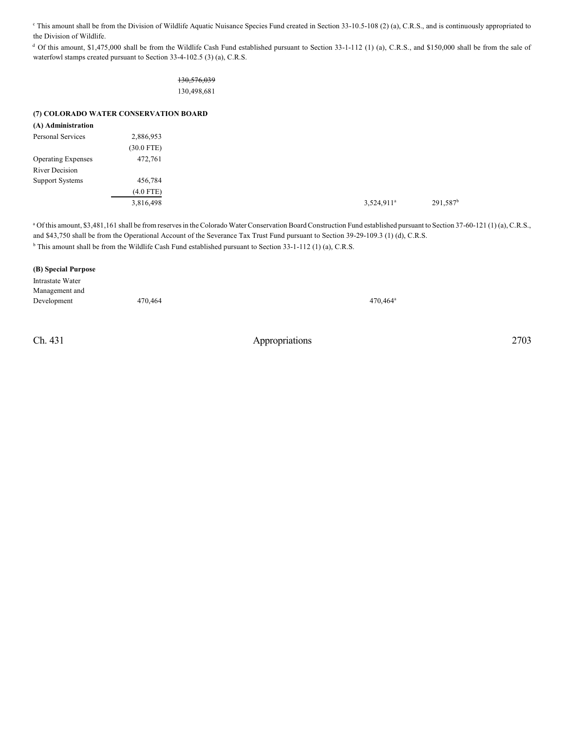[c] This amount shall be from the Division of Wildlife Aquatic Nuisance Species Fund created in Section 33-10.5-108 (2) (a), C.R.S., and is continuously appropriated to the Division of Wildlife.

[d] Of this amount, $1,475,000 shall be from the Wildlife Cash Fund established pursuant to Section 33-1-112 (1) (a), C.R.S., and $150,000 shall be from the sale of waterfowl stamps created pursuant to Section 33-4-102.5 (3) (a), C.R.S.

~~130,576,039~~
130,498,681

**(7) COLORADO WATER CONSERVATION BOARD**

**(A) Administration**

| | | | | | | |
|---|---|---|---|---|---|---|
| Personal Services | 2,886,953 | | | | | |
| | (30.0 FTE) | | | | | |
| Operating Expenses | 472,761 | | | | | |
| River Decision Support Systems | 456,784 | | | | | |
| | (4.0 FTE) | | | | | |
| | 3,816,498 | | | | 3,524,911[a] | 291,587[b] |

[a] Of this amount, $3,481,161 shall be from reserves in the Colorado Water Conservation Board Construction Fund established pursuant to Section 37-60-121 (1) (a), C.R.S., and $43,750 shall be from the Operational Account of the Severance Tax Trust Fund pursuant to Section 39-29-109.3 (1) (d), C.R.S.

[b] This amount shall be from the Wildlife Cash Fund established pursuant to Section 33-1-112 (1) (a), C.R.S.

**(B) Special Purpose**

| | | | | | | |
|---|---|---|---|---|---|---|
| Intrastate Water Management and Development | 470,464 | | | | 470,464[a] | |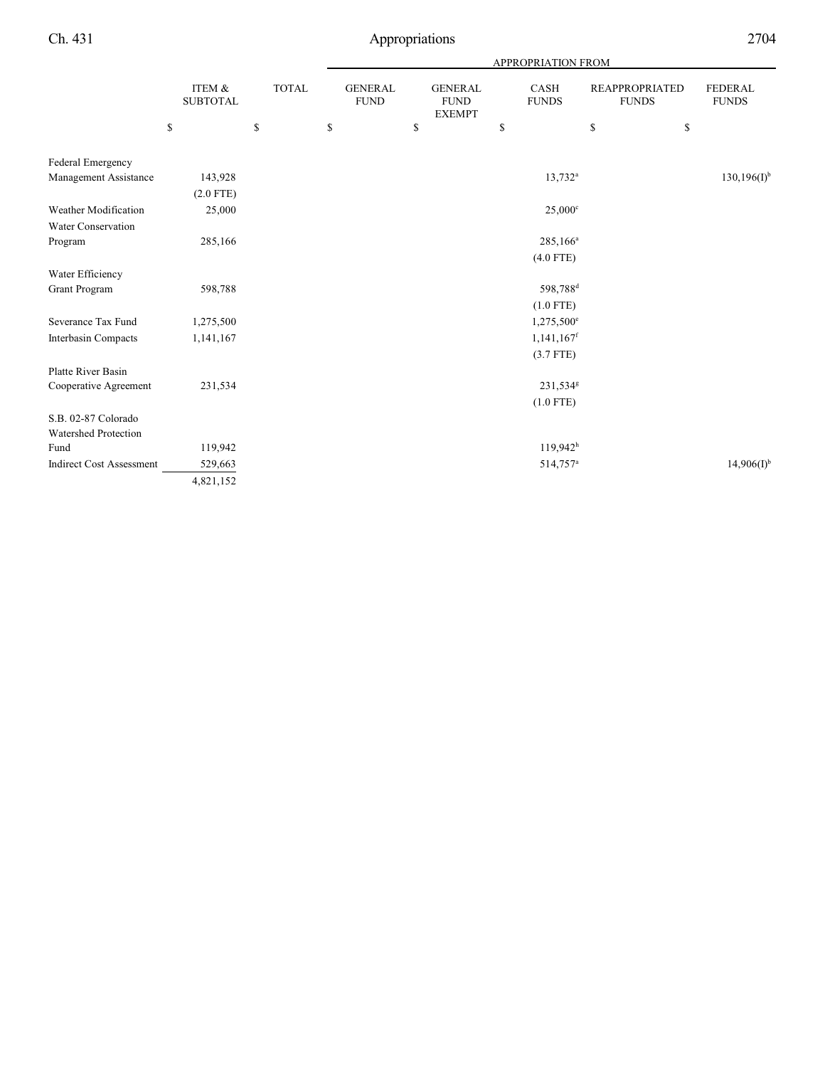| | ITEM & SUBTOTAL | TOTAL | APPROPRIATION FROM | | | | |
|---|---|---|---|---|---|---|---|
| | | | GENERAL FUND | GENERAL FUND EXEMPT | CASH FUNDS | REAPPROPRIATED FUNDS | FEDERAL FUNDS |
| | $ | $ | $ | $ | $ | $ | $ |
| Federal Emergency Management Assistance | 143,928 | | | | 13,732[a] | | 130,196(I)[b] |
| | (2.0 FTE) | | | | | | |
| Weather Modification | 25,000 | | | | 25,000[c] | | |
| Water Conservation Program | 285,166 | | | | 285,166[a] | | |
| | | | | | (4.0 FTE) | | |
| Water Efficiency Grant Program | 598,788 | | | | 598,788[d] | | |
| | | | | | (1.0 FTE) | | |
| Severance Tax Fund | 1,275,500 | | | | 1,275,500[e] | | |
| Interbasin Compacts | 1,141,167 | | | | 1,141,167[f] | | |
| | | | | | (3.7 FTE) | | |
| Platte River Basin Cooperative Agreement | 231,534 | | | | 231,534[g] | | |
| | | | | | (1.0 FTE) | | |
| S.B. 02-87 Colorado Watershed Protection Fund | 119,942 | | | | 119,942[h] | | |
| Indirect Cost Assessment | 529,663 | | | | 514,757[a] | | 14,906(I)[b] |
| | 4,821,152 | | | | | | |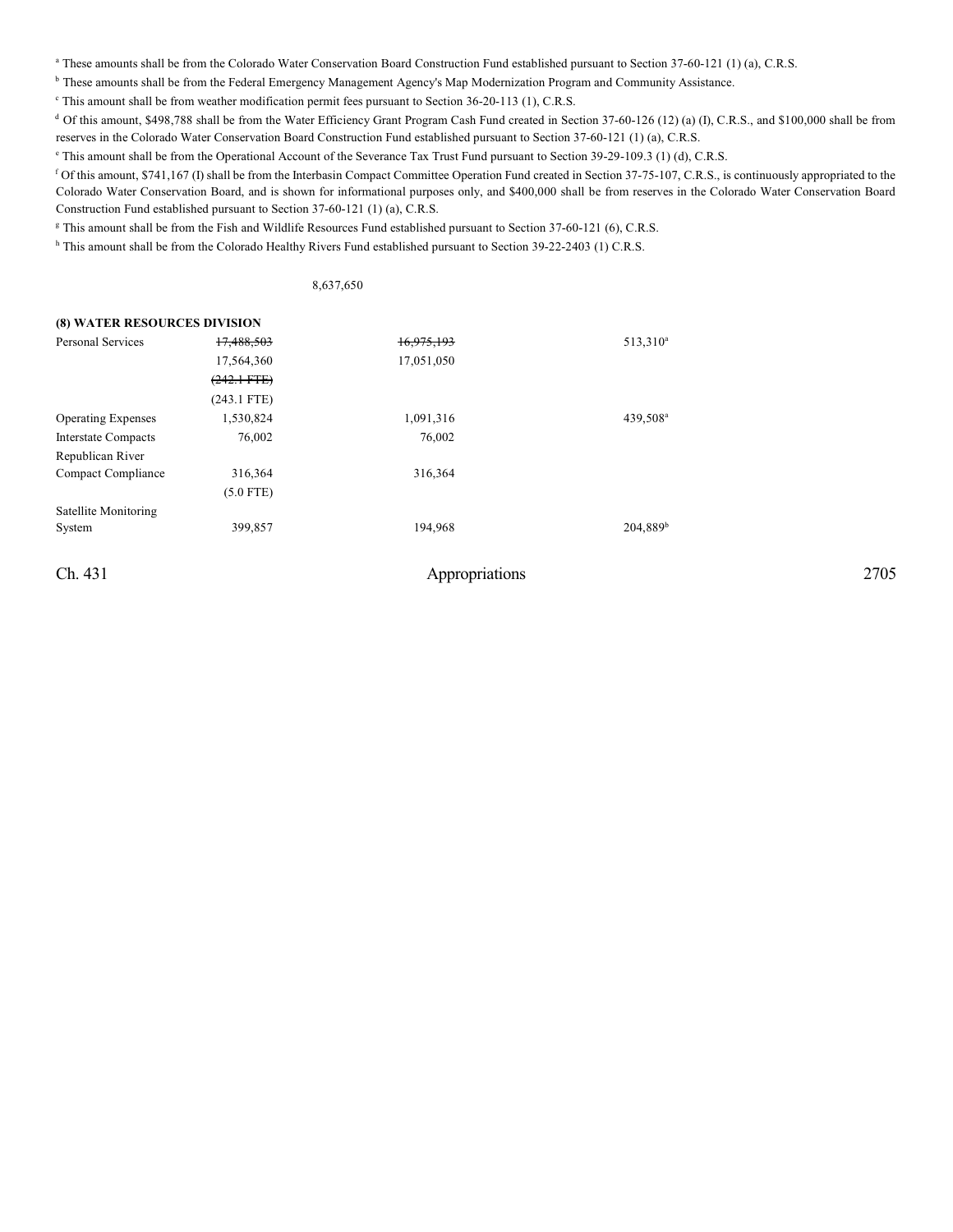[a] These amounts shall be from the Colorado Water Conservation Board Construction Fund established pursuant to Section 37-60-121 (1) (a), C.R.S.

[b] These amounts shall be from the Federal Emergency Management Agency's Map Modernization Program and Community Assistance.

[c] This amount shall be from weather modification permit fees pursuant to Section 36-20-113 (1), C.R.S.

[d] Of this amount, $498,788 shall be from the Water Efficiency Grant Program Cash Fund created in Section 37-60-126 (12) (a) (I), C.R.S., and $100,000 shall be from reserves in the Colorado Water Conservation Board Construction Fund established pursuant to Section 37-60-121 (1) (a), C.R.S.

[e] This amount shall be from the Operational Account of the Severance Tax Trust Fund pursuant to Section 39-29-109.3 (1) (d), C.R.S.

[f] Of this amount, $741,167 (I) shall be from the Interbasin Compact Committee Operation Fund created in Section 37-75-107, C.R.S., is continuously appropriated to the Colorado Water Conservation Board, and is shown for informational purposes only, and $400,000 shall be from reserves in the Colorado Water Conservation Board Construction Fund established pursuant to Section 37-60-121 (1) (a), C.R.S.

[g] This amount shall be from the Fish and Wildlife Resources Fund established pursuant to Section 37-60-121 (6), C.R.S.

[h] This amount shall be from the Colorado Healthy Rivers Fund established pursuant to Section 39-22-2403 (1) C.R.S.

| | | | | |
|---|---|---|---|---|
| | | 8,637,650 | | |
| **(8) WATER RESOURCES DIVISION** | | | | |
| Personal Services | ~~17,488,503~~ | | ~~16,975,193~~ | 513,310[a] |
| | 17,564,360 | | 17,051,050 | |
| | ~~(242.1 FTE)~~ | | | |
| | (243.1 FTE) | | | |
| Operating Expenses | 1,530,824 | | 1,091,316 | 439,508[a] |
| Interstate Compacts | 76,002 | | 76,002 | |
| Republican River Compact Compliance | 316,364 | | 316,364 | |
| | (5.0 FTE) | | | |
| Satellite Monitoring System | 399,857 | | 194,968 | 204,889[b] |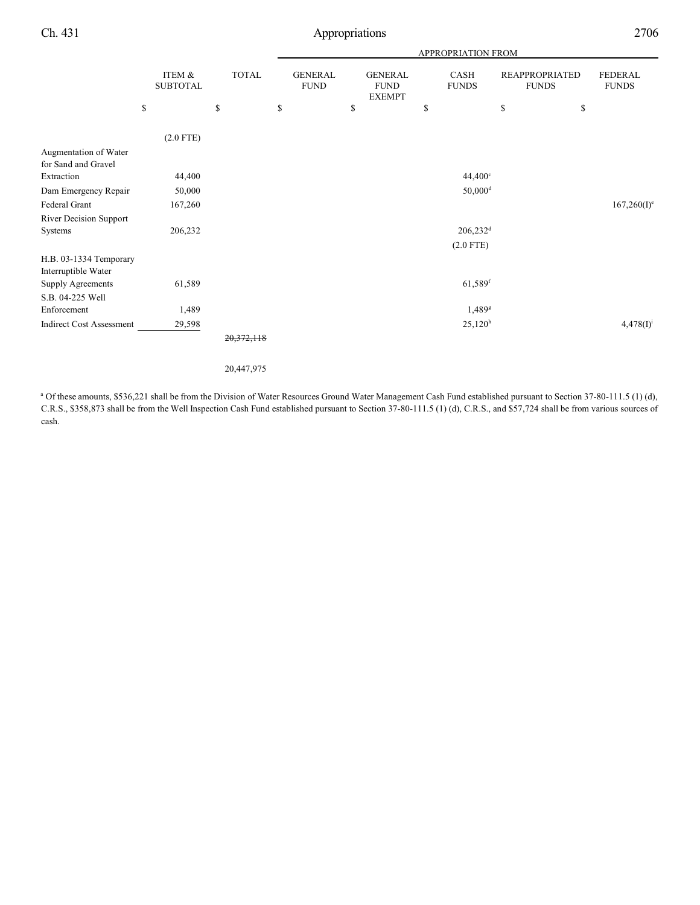| | ITEM & SUBTOTAL | TOTAL | APPROPRIATION FROM | | | | |
|---|---|---|---|---|---|---|---|
| | | | GENERAL FUND | GENERAL FUND EXEMPT | CASH FUNDS | REAPPROPRIATED FUNDS | FEDERAL FUNDS |
| | $ | $ | $ | $ | $ | $ | $ |
| | (2.0 FTE) | | | | | | |
| Augmentation of Water for Sand and Gravel Extraction | 44,400 | | | | 44,400[c] | | |
| Dam Emergency Repair | 50,000 | | | | 50,000[d] | | |
| Federal Grant | 167,260 | | | | | | 167,260(I)[e] |
| River Decision Support Systems | 206,232 | | | | 206,232[d] | | |
| | | | | | (2.0 FTE) | | |
| H.B. 03-1334 Temporary Interruptible Water Supply Agreements | 61,589 | | | | 61,589[f] | | |
| S.B. 04-225 Well Enforcement | 1,489 | | | | 1,489[g] | | |
| Indirect Cost Assessment | 29,598 | | | | 25,120[h] | | 4,478(I)[i] |
| | | ~~20,372,118~~ | | | | | |
| | | 20,447,975 | | | | | |

[a] Of these amounts, $536,221 shall be from the Division of Water Resources Ground Water Management Cash Fund established pursuant to Section 37-80-111.5 (1) (d), C.R.S., $358,873 shall be from the Well Inspection Cash Fund established pursuant to Section 37-80-111.5 (1) (d), C.R.S., and $57,724 shall be from various sources of cash.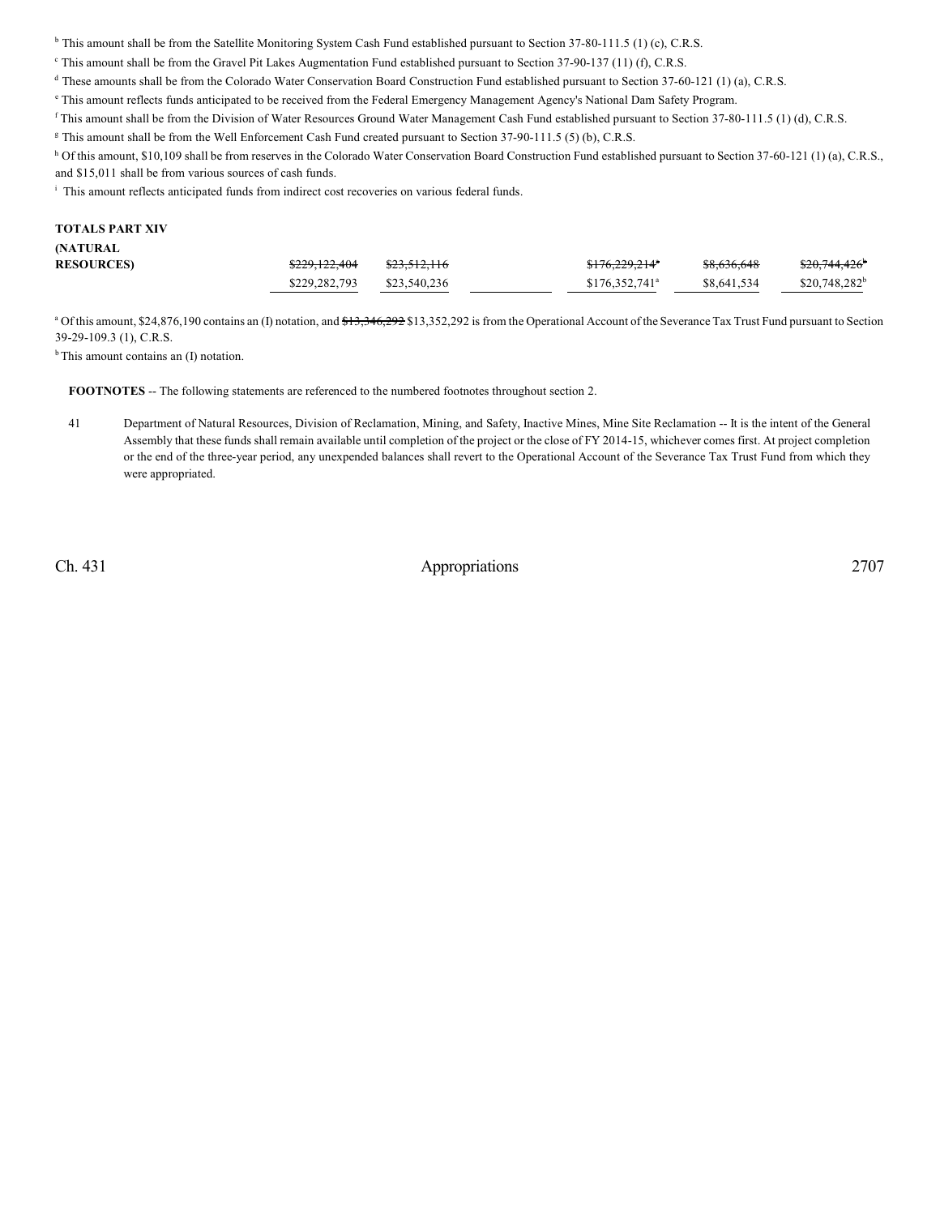[b] This amount shall be from the Satellite Monitoring System Cash Fund established pursuant to Section 37-80-111.5 (1) (c), C.R.S.

[c] This amount shall be from the Gravel Pit Lakes Augmentation Fund established pursuant to Section 37-90-137 (11) (f), C.R.S.

[d] These amounts shall be from the Colorado Water Conservation Board Construction Fund established pursuant to Section 37-60-121 (1) (a), C.R.S.

[e] This amount reflects funds anticipated to be received from the Federal Emergency Management Agency's National Dam Safety Program.

[f] This amount shall be from the Division of Water Resources Ground Water Management Cash Fund established pursuant to Section 37-80-111.5 (1) (d), C.R.S.

[g] This amount shall be from the Well Enforcement Cash Fund created pursuant to Section 37-90-111.5 (5) (b), C.R.S.

[h] Of this amount, $10,109 shall be from reserves in the Colorado Water Conservation Board Construction Fund established pursuant to Section 37-60-121 (1) (a), C.R.S., and $15,011 shall be from various sources of cash funds.

[i] This amount reflects anticipated funds from indirect cost recoveries on various federal funds.

| | | | | | | |
|---|---|---|---|---|---|---|
| **TOTALS PART XIV (NATURAL RESOURCES)** | ~~$229,122,404~~ | ~~$23,512,116~~ | | ~~$176,229,214~~[a] | ~~$8,636,648~~ | ~~$20,744,426~~[b] |
| | $229,282,793 | $23,540,236 | | $176,352,741[a] | $8,641,534 | $20,748,282[b] |

[a] Of this amount, $24,876,190 contains an (I) notation, and ~~$13,346,292~~ $13,352,292 is from the Operational Account of the Severance Tax Trust Fund pursuant to Section 39-29-109.3 (1), C.R.S.

[b] This amount contains an (I) notation.

**FOOTNOTES** -- The following statements are referenced to the numbered footnotes throughout section 2.

41 Department of Natural Resources, Division of Reclamation, Mining, and Safety, Inactive Mines, Mine Site Reclamation -- It is the intent of the General Assembly that these funds shall remain available until completion of the project or the close of FY 2014-15, whichever comes first. At project completion or the end of the three-year period, any unexpended balances shall revert to the Operational Account of the Severance Tax Trust Fund from which they were appropriated.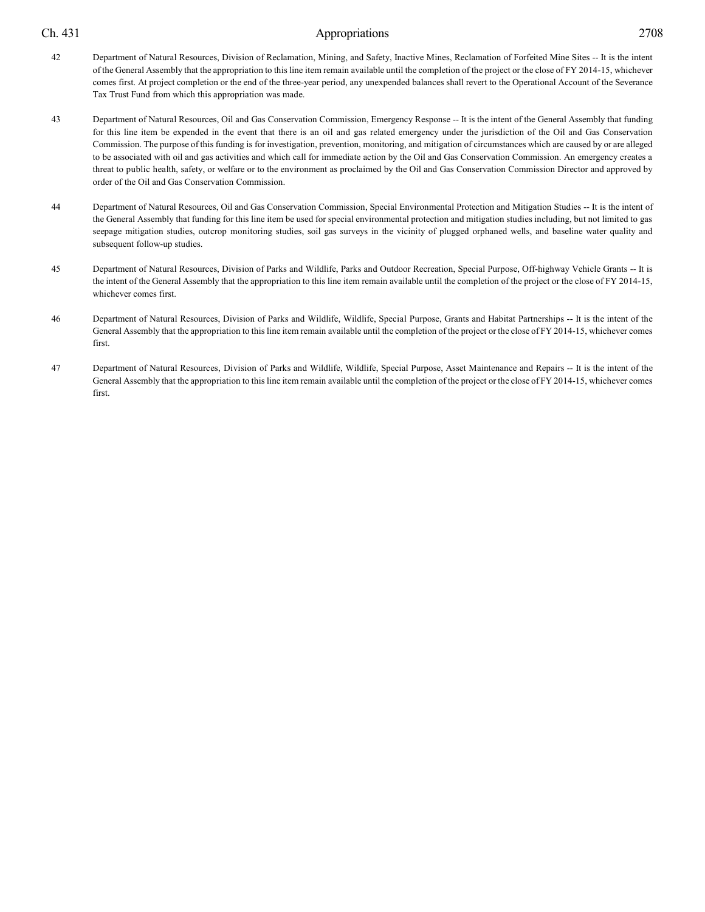42 Department of Natural Resources, Division of Reclamation, Mining, and Safety, Inactive Mines, Reclamation of Forfeited Mine Sites -- It is the intent of the General Assembly that the appropriation to this line item remain available until the completion of the project or the close of FY 2014-15, whichever comes first. At project completion or the end of the three-year period, any unexpended balances shall revert to the Operational Account of the Severance Tax Trust Fund from which this appropriation was made.

43 Department of Natural Resources, Oil and Gas Conservation Commission, Emergency Response -- It is the intent of the General Assembly that funding for this line item be expended in the event that there is an oil and gas related emergency under the jurisdiction of the Oil and Gas Conservation Commission. The purpose of this funding is for investigation, prevention, monitoring, and mitigation of circumstances which are caused by or are alleged to be associated with oil and gas activities and which call for immediate action by the Oil and Gas Conservation Commission. An emergency creates a threat to public health, safety, or welfare or to the environment as proclaimed by the Oil and Gas Conservation Commission Director and approved by order of the Oil and Gas Conservation Commission.

44 Department of Natural Resources, Oil and Gas Conservation Commission, Special Environmental Protection and Mitigation Studies -- It is the intent of the General Assembly that funding for this line item be used for special environmental protection and mitigation studies including, but not limited to gas seepage mitigation studies, outcrop monitoring studies, soil gas surveys in the vicinity of plugged orphaned wells, and baseline water quality and subsequent follow-up studies.

45 Department of Natural Resources, Division of Parks and Wildlife, Parks and Outdoor Recreation, Special Purpose, Off-highway Vehicle Grants -- It is the intent of the General Assembly that the appropriation to this line item remain available until the completion of the project or the close of FY 2014-15, whichever comes first.

46 Department of Natural Resources, Division of Parks and Wildlife, Wildlife, Special Purpose, Grants and Habitat Partnerships -- It is the intent of the General Assembly that the appropriation to this line item remain available until the completion of the project or the close of FY 2014-15, whichever comes first.

47 Department of Natural Resources, Division of Parks and Wildlife, Wildlife, Special Purpose, Asset Maintenance and Repairs -- It is the intent of the General Assembly that the appropriation to this line item remain available until the completion of the project or the close of FY 2014-15, whichever comes first.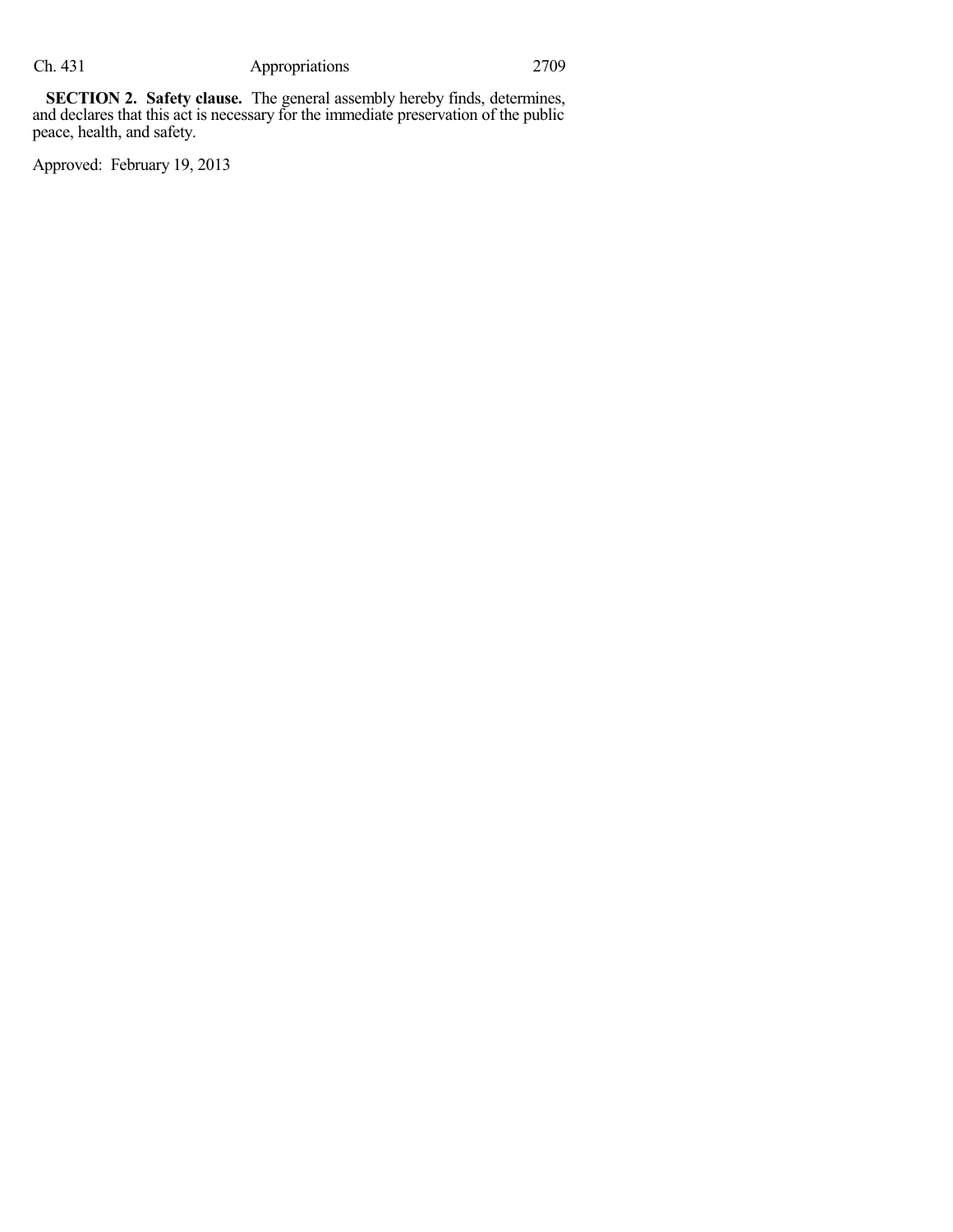**SECTION 2. Safety clause.** The general assembly hereby finds, determines, and declares that this act is necessary for the immediate preservation of the public peace, health, and safety.

Approved: February 19, 2013